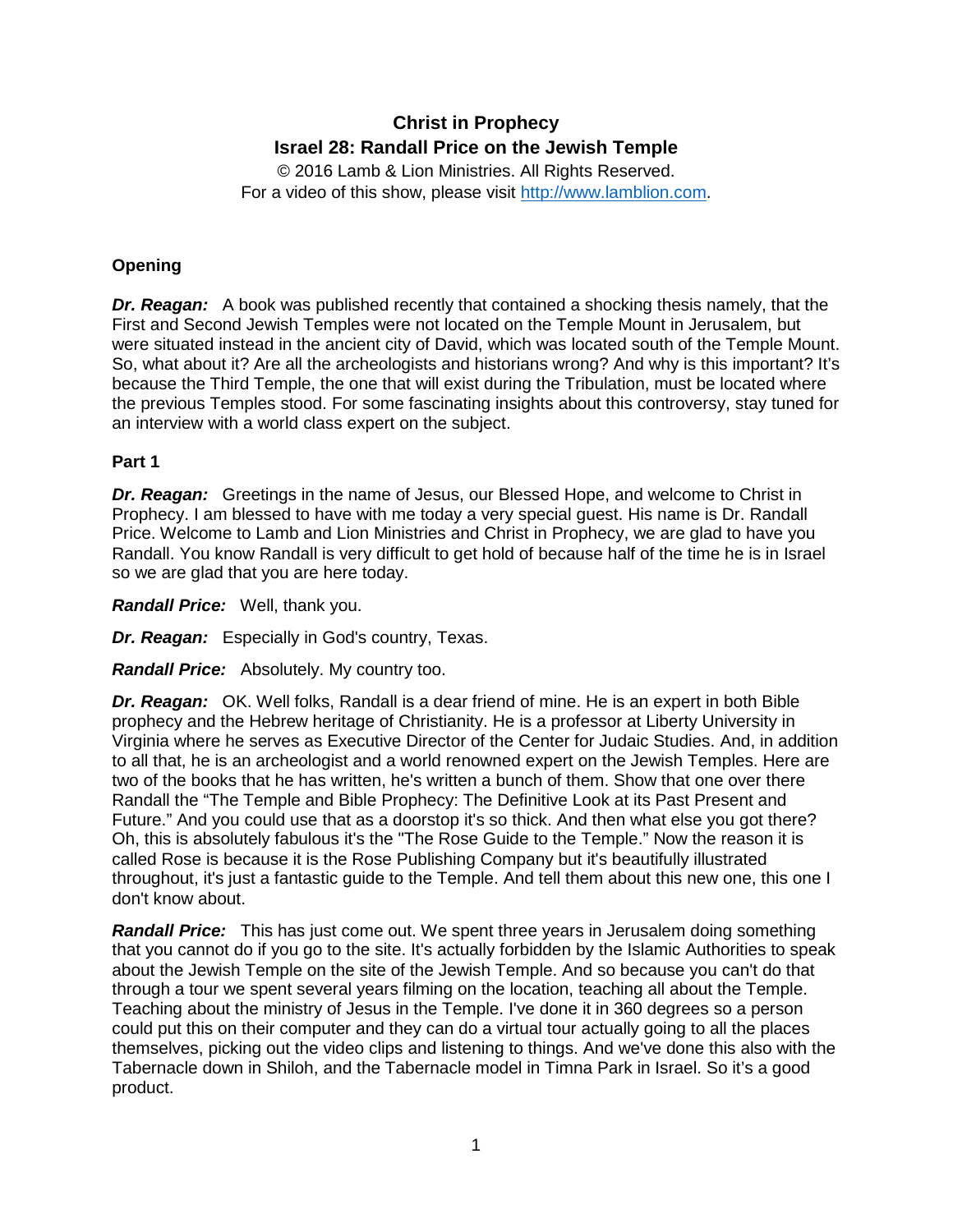# Christ in Prophecy
## Israel 28: Randall Price on the Jewish Temple

© 2016 Lamb & Lion Ministries. All Rights Reserved.
For a video of this show, please visit http://www.lamblion.com.

### Opening

***Dr. Reagan:*** A book was published recently that contained a shocking thesis namely, that the First and Second Jewish Temples were not located on the Temple Mount in Jerusalem, but were situated instead in the ancient city of David, which was located south of the Temple Mount. So, what about it? Are all the archeologists and historians wrong? And why is this important? It's because the Third Temple, the one that will exist during the Tribulation, must be located where the previous Temples stood. For some fascinating insights about this controversy, stay tuned for an interview with a world class expert on the subject.

### Part 1

***Dr. Reagan:*** Greetings in the name of Jesus, our Blessed Hope, and welcome to Christ in Prophecy. I am blessed to have with me today a very special guest. His name is Dr. Randall Price. Welcome to Lamb and Lion Ministries and Christ in Prophecy, we are glad to have you Randall. You know Randall is very difficult to get hold of because half of the time he is in Israel so we are glad that you are here today.

***Randall Price:*** Well, thank you.

***Dr. Reagan:*** Especially in God's country, Texas.

***Randall Price:*** Absolutely. My country too.

***Dr. Reagan:*** OK. Well folks, Randall is a dear friend of mine. He is an expert in both Bible prophecy and the Hebrew heritage of Christianity. He is a professor at Liberty University in Virginia where he serves as Executive Director of the Center for Judaic Studies. And, in addition to all that, he is an archeologist and a world renowned expert on the Jewish Temples. Here are two of the books that he has written, he's written a bunch of them. Show that one over there Randall the "The Temple and Bible Prophecy: The Definitive Look at its Past Present and Future." And you could use that as a doorstop it's so thick. And then what else you got there? Oh, this is absolutely fabulous it's the "The Rose Guide to the Temple." Now the reason it is called Rose is because it is the Rose Publishing Company but it's beautifully illustrated throughout, it's just a fantastic guide to the Temple. And tell them about this new one, this one I don't know about.

***Randall Price:*** This has just come out. We spent three years in Jerusalem doing something that you cannot do if you go to the site. It's actually forbidden by the Islamic Authorities to speak about the Jewish Temple on the site of the Jewish Temple. And so because you can't do that through a tour we spent several years filming on the location, teaching all about the Temple. Teaching about the ministry of Jesus in the Temple. I've done it in 360 degrees so a person could put this on their computer and they can do a virtual tour actually going to all the places themselves, picking out the video clips and listening to things. And we've done this also with the Tabernacle down in Shiloh, and the Tabernacle model in Timna Park in Israel. So it's a good product.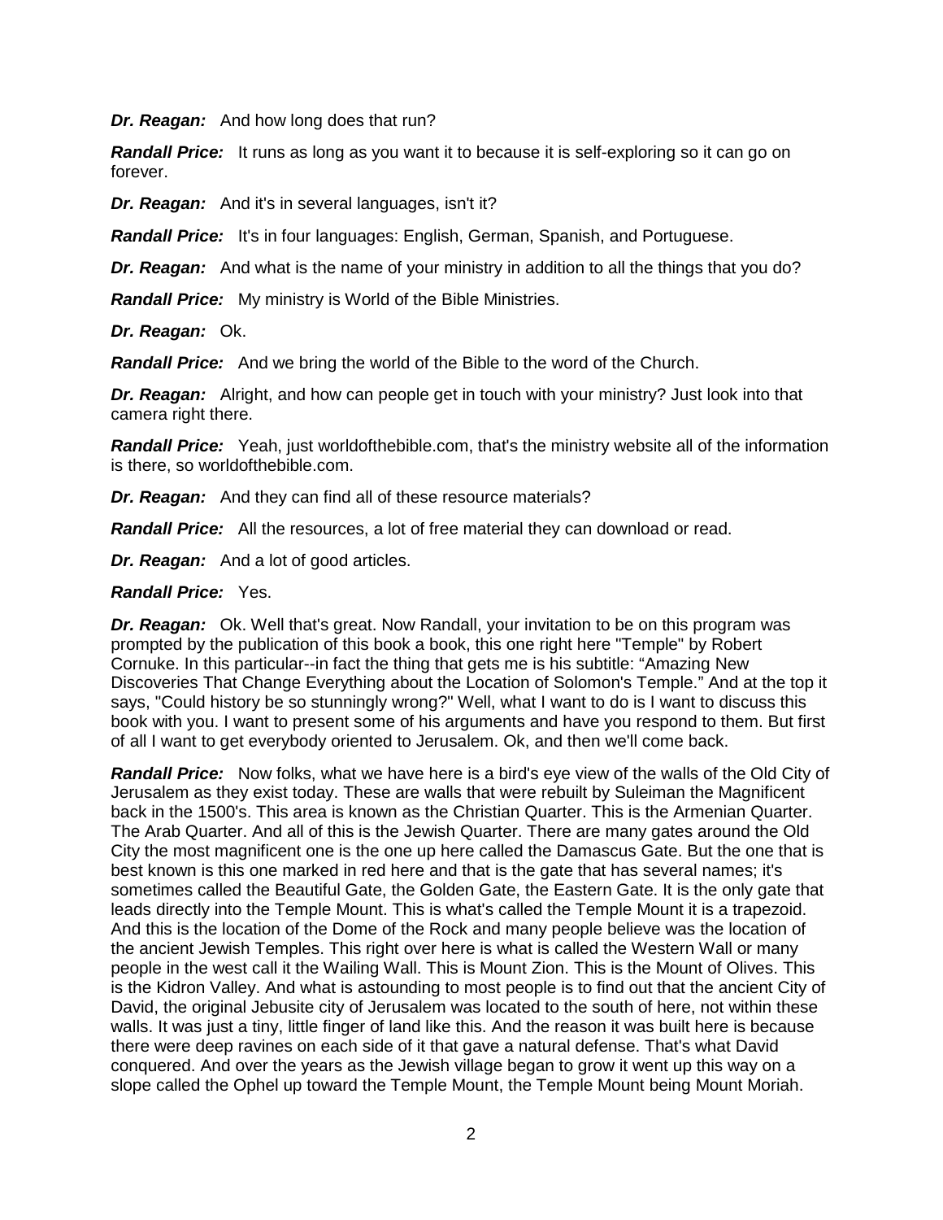***Dr. Reagan:*** And how long does that run?

***Randall Price:*** It runs as long as you want it to because it is self-exploring so it can go on forever.

***Dr. Reagan:*** And it's in several languages, isn't it?

***Randall Price:*** It's in four languages: English, German, Spanish, and Portuguese.

***Dr. Reagan:*** And what is the name of your ministry in addition to all the things that you do?

***Randall Price:*** My ministry is World of the Bible Ministries.

***Dr. Reagan:*** Ok.

***Randall Price:*** And we bring the world of the Bible to the word of the Church.

***Dr. Reagan:*** Alright, and how can people get in touch with your ministry? Just look into that camera right there.

***Randall Price:*** Yeah, just worldofthebible.com, that's the ministry website all of the information is there, so worldofthebible.com.

***Dr. Reagan:*** And they can find all of these resource materials?

***Randall Price:*** All the resources, a lot of free material they can download or read.

***Dr. Reagan:*** And a lot of good articles.

***Randall Price:*** Yes.

***Dr. Reagan:*** Ok. Well that's great. Now Randall, your invitation to be on this program was prompted by the publication of this book a book, this one right here "Temple" by Robert Cornuke. In this particular--in fact the thing that gets me is his subtitle: "Amazing New Discoveries That Change Everything about the Location of Solomon's Temple." And at the top it says, "Could history be so stunningly wrong?" Well, what I want to do is I want to discuss this book with you. I want to present some of his arguments and have you respond to them. But first of all I want to get everybody oriented to Jerusalem. Ok, and then we'll come back.

***Randall Price:*** Now folks, what we have here is a bird's eye view of the walls of the Old City of Jerusalem as they exist today. These are walls that were rebuilt by Suleiman the Magnificent back in the 1500's. This area is known as the Christian Quarter. This is the Armenian Quarter. The Arab Quarter. And all of this is the Jewish Quarter. There are many gates around the Old City the most magnificent one is the one up here called the Damascus Gate. But the one that is best known is this one marked in red here and that is the gate that has several names; it's sometimes called the Beautiful Gate, the Golden Gate, the Eastern Gate. It is the only gate that leads directly into the Temple Mount. This is what's called the Temple Mount it is a trapezoid. And this is the location of the Dome of the Rock and many people believe was the location of the ancient Jewish Temples. This right over here is what is called the Western Wall or many people in the west call it the Wailing Wall. This is Mount Zion. This is the Mount of Olives. This is the Kidron Valley. And what is astounding to most people is to find out that the ancient City of David, the original Jebusite city of Jerusalem was located to the south of here, not within these walls. It was just a tiny, little finger of land like this. And the reason it was built here is because there were deep ravines on each side of it that gave a natural defense. That's what David conquered. And over the years as the Jewish village began to grow it went up this way on a slope called the Ophel up toward the Temple Mount, the Temple Mount being Mount Moriah.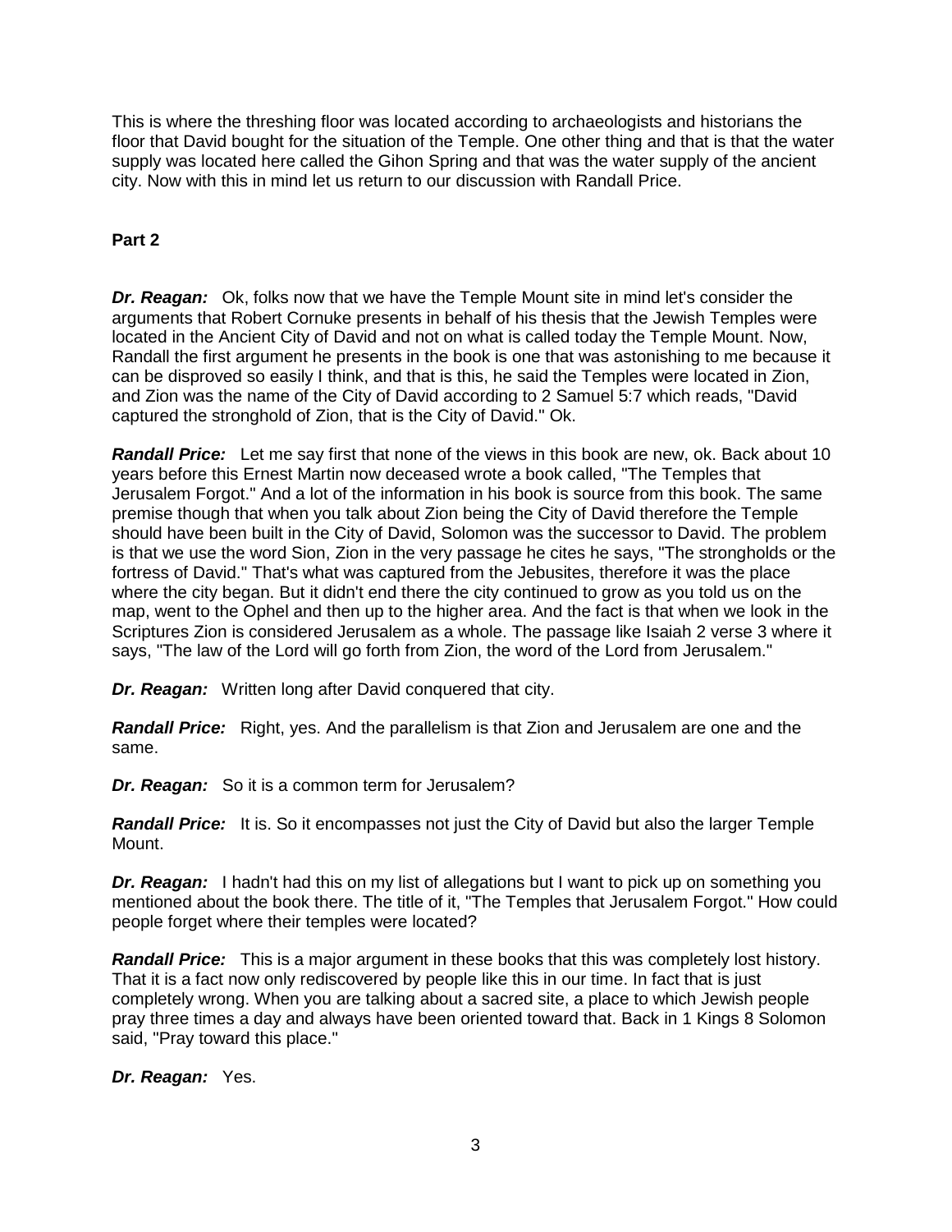This is where the threshing floor was located according to archaeologists and historians the floor that David bought for the situation of the Temple. One other thing and that is that the water supply was located here called the Gihon Spring and that was the water supply of the ancient city. Now with this in mind let us return to our discussion with Randall Price.

**Part 2**

***Dr. Reagan:*** Ok, folks now that we have the Temple Mount site in mind let's consider the arguments that Robert Cornuke presents in behalf of his thesis that the Jewish Temples were located in the Ancient City of David and not on what is called today the Temple Mount. Now, Randall the first argument he presents in the book is one that was astonishing to me because it can be disproved so easily I think, and that is this, he said the Temples were located in Zion, and Zion was the name of the City of David according to 2 Samuel 5:7 which reads, "David captured the stronghold of Zion, that is the City of David." Ok.

***Randall Price:*** Let me say first that none of the views in this book are new, ok. Back about 10 years before this Ernest Martin now deceased wrote a book called, "The Temples that Jerusalem Forgot." And a lot of the information in his book is source from this book. The same premise though that when you talk about Zion being the City of David, Solomon was the successor to David. The problem is that we use the word Sion, Zion in the very passage he cites he says, "The strongholds or the fortress of David." That's what was captured from the Jebusites, therefore it was the place where the city began. But it didn't end there the city continued to grow as you told us on the map, went to the Ophel and then up to the higher area. And the fact is that when we look in the Scriptures Zion is considered Jerusalem as a whole. The passage like Isaiah 2 verse 3 where it says, "The law of the Lord will go forth from Zion, the word of the Lord from Jerusalem."

***Dr. Reagan:*** Written long after David conquered that city.

***Randall Price:*** Right, yes. And the parallelism is that Zion and Jerusalem are one and the same.

***Dr. Reagan:*** So it is a common term for Jerusalem?

***Randall Price:*** It is. So it encompasses not just the City of David but also the larger Temple Mount.

***Dr. Reagan:*** I hadn't had this on my list of allegations but I want to pick up on something you mentioned about the book there. The title of it, "The Temples that Jerusalem Forgot." How could people forget where their temples were located?

***Randall Price:*** This is a major argument in these books that this was completely lost history. That it is a fact now only rediscovered by people like this in our time. In fact that is just completely wrong. When you are talking about a sacred site, a place to which Jewish people pray three times a day and always have been oriented toward that. Back in 1 Kings 8 Solomon said, "Pray toward this place."

***Dr. Reagan:*** Yes.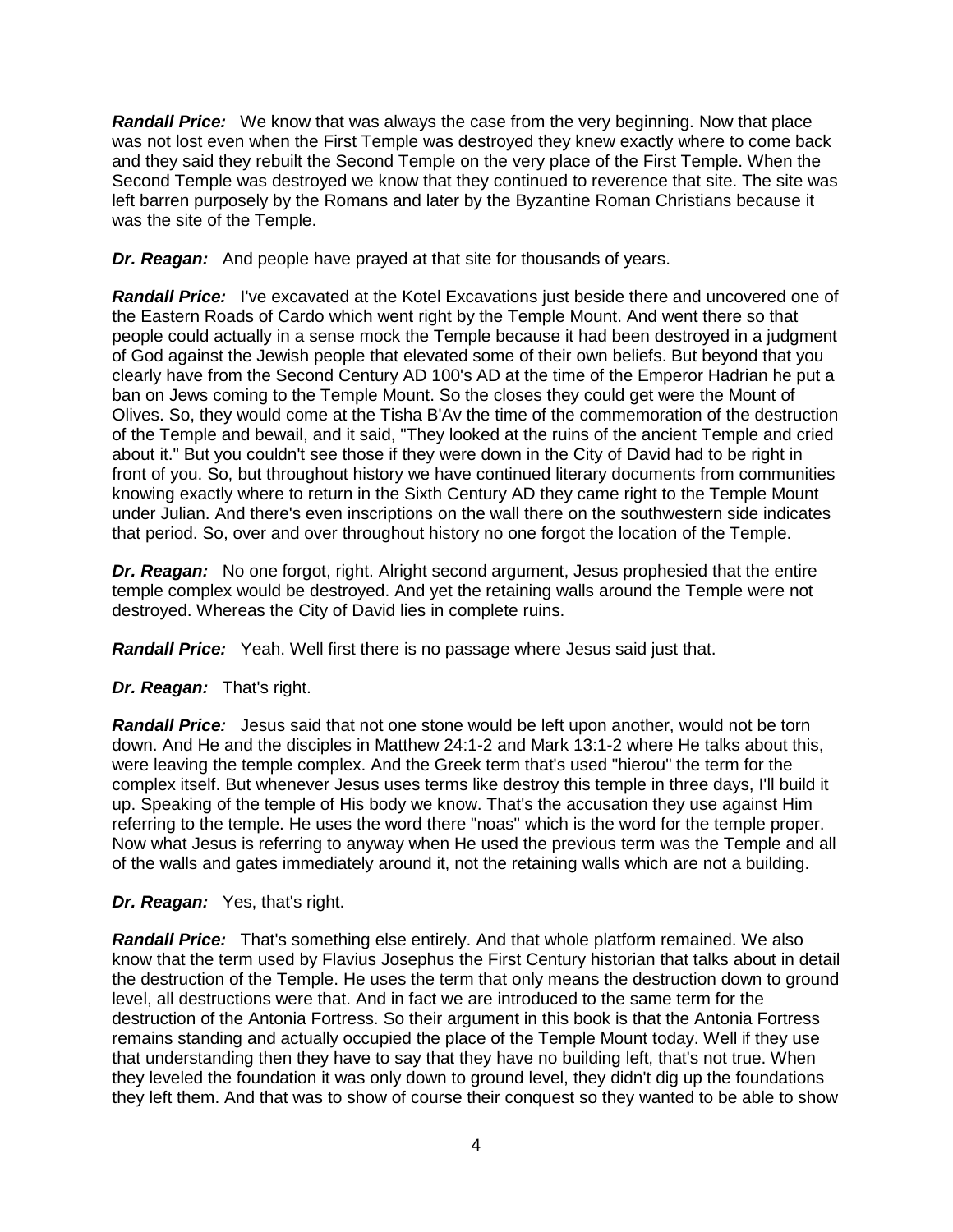***Randall Price:*** We know that was always the case from the very beginning. Now that place was not lost even when the First Temple was destroyed they knew exactly where to come back and they said they rebuilt the Second Temple on the very place of the First Temple. When the Second Temple was destroyed we know that they continued to reverence that site. The site was left barren purposely by the Romans and later by the Byzantine Roman Christians because it was the site of the Temple.

***Dr. Reagan:*** And people have prayed at that site for thousands of years.

***Randall Price:*** I've excavated at the Kotel Excavations just beside there and uncovered one of the Eastern Roads of Cardo which went right by the Temple Mount. And went there so that people could actually in a sense mock the Temple because it had been destroyed in a judgment of God against the Jewish people that elevated some of their own beliefs. But beyond that you clearly have from the Second Century AD 100's AD at the time of the Emperor Hadrian he put a ban on Jews coming to the Temple Mount. So the closes they could get were the Mount of Olives. So, they would come at the Tisha B'Av the time of the commemoration of the destruction of the Temple and bewail, and it said, "They looked at the ruins of the ancient Temple and cried about it." But you couldn't see those if they were down in the City of David had to be right in front of you. So, but throughout history we have continued literary documents from communities knowing exactly where to return in the Sixth Century AD they came right to the Temple Mount under Julian. And there's even inscriptions on the wall there on the southwestern side indicates that period. So, over and over throughout history no one forgot the location of the Temple.

***Dr. Reagan:*** No one forgot, right. Alright second argument, Jesus prophesied that the entire temple complex would be destroyed. And yet the retaining walls around the Temple were not destroyed. Whereas the City of David lies in complete ruins.

***Randall Price:*** Yeah. Well first there is no passage where Jesus said just that.

***Dr. Reagan:*** That's right.

***Randall Price:*** Jesus said that not one stone would be left upon another, would not be torn down. And He and the disciples in Matthew 24:1-2 and Mark 13:1-2 where He talks about this, were leaving the temple complex. And the Greek term that's used "hierou" the term for the complex itself. But whenever Jesus uses terms like destroy this temple in three days, I'll build it up. Speaking of the temple of His body we know. That's the accusation they use against Him referring to the temple. He uses the word there "noas" which is the word for the temple proper. Now what Jesus is referring to anyway when He used the previous term was the Temple and all of the walls and gates immediately around it, not the retaining walls which are not a building.

***Dr. Reagan:*** Yes, that's right.

***Randall Price:*** That's something else entirely. And that whole platform remained. We also know that the term used by Flavius Josephus the First Century historian that talks about in detail the destruction of the Temple. He uses the term that only means the destruction down to ground level, all destructions were that. And in fact we are introduced to the same term for the destruction of the Antonia Fortress. So their argument in this book is that the Antonia Fortress remains standing and actually occupied the place of the Temple Mount today. Well if they use that understanding then they have to say that they have no building left, that's not true. When they leveled the foundation it was only down to ground level, they didn't dig up the foundations they left them. And that was to show of course their conquest so they wanted to be able to show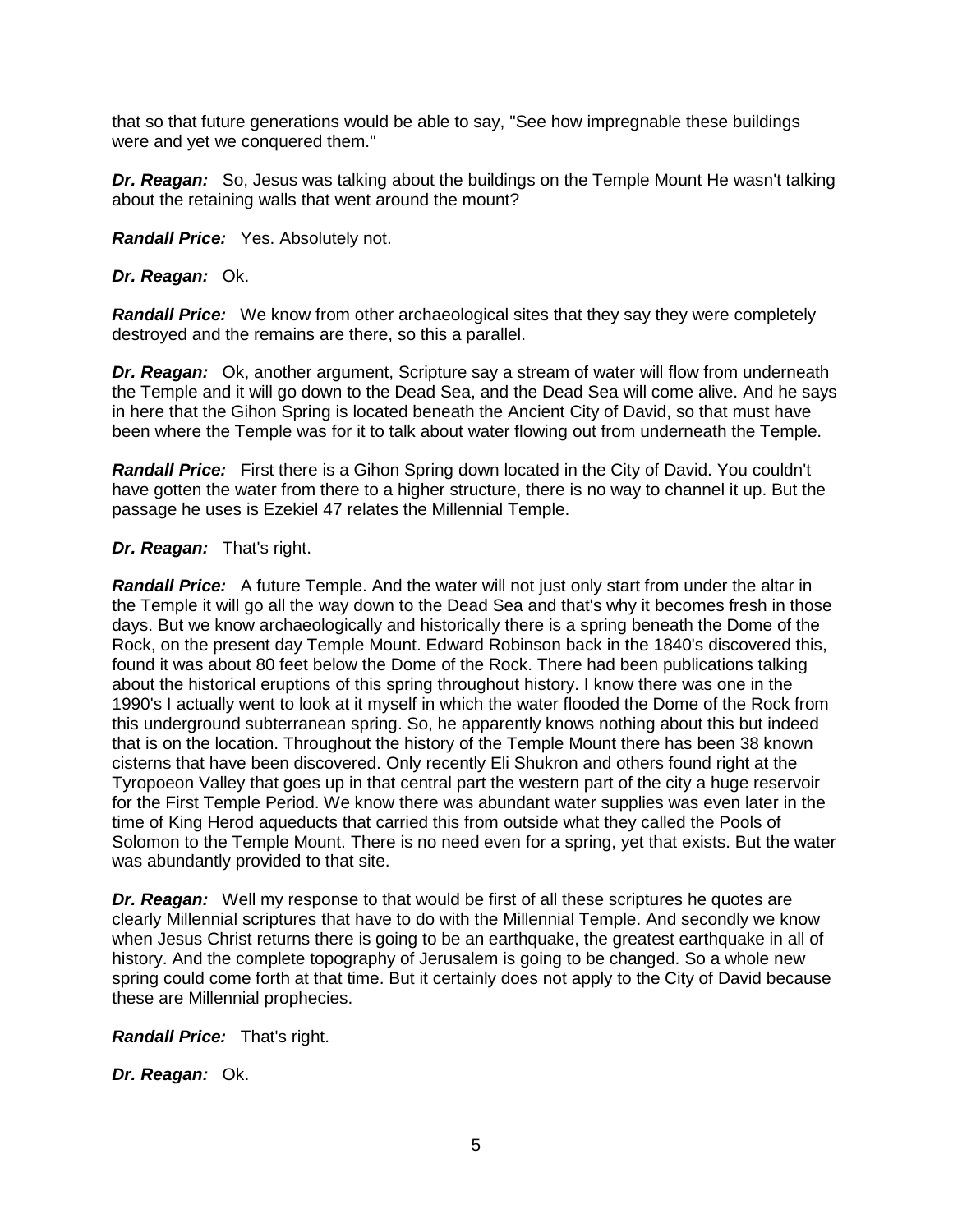that so that future generations would be able to say, "See how impregnable these buildings were and yet we conquered them."

***Dr. Reagan:*** So, Jesus was talking about the buildings on the Temple Mount He wasn't talking about the retaining walls that went around the mount?

***Randall Price:*** Yes. Absolutely not.

***Dr. Reagan:*** Ok.

***Randall Price:*** We know from other archaeological sites that they say they were completely destroyed and the remains are there, so this a parallel.

***Dr. Reagan:*** Ok, another argument, Scripture say a stream of water will flow from underneath the Temple and it will go down to the Dead Sea, and the Dead Sea will come alive. And he says in here that the Gihon Spring is located beneath the Ancient City of David, so that must have been where the Temple was for it to talk about water flowing out from underneath the Temple.

***Randall Price:*** First there is a Gihon Spring down located in the City of David. You couldn't have gotten the water from there to a higher structure, there is no way to channel it up. But the passage he uses is Ezekiel 47 relates the Millennial Temple.

***Dr. Reagan:*** That's right.

***Randall Price:*** A future Temple. And the water will not just only start from under the altar in the Temple it will go all the way down to the Dead Sea and that's why it becomes fresh in those days. But we know archaeologically and historically there is a spring beneath the Dome of the Rock, on the present day Temple Mount. Edward Robinson back in the 1840's discovered this, found it was about 80 feet below the Dome of the Rock. There had been publications talking about the historical eruptions of this spring throughout history. I know there was one in the 1990's I actually went to look at it myself in which the water flooded the Dome of the Rock from this underground subterranean spring. So, he apparently knows nothing about this but indeed that is on the location. Throughout the history of the Temple Mount there has been 38 known cisterns that have been discovered. Only recently Eli Shukron and others found right at the Tyropoeon Valley that goes up in that central part the western part of the city a huge reservoir for the First Temple Period. We know there was abundant water supplies was even later in the time of King Herod aqueducts that carried this from outside what they called the Pools of Solomon to the Temple Mount. There is no need even for a spring, yet that exists. But the water was abundantly provided to that site.

***Dr. Reagan:*** Well my response to that would be first of all these scriptures he quotes are clearly Millennial scriptures that have to do with the Millennial Temple. And secondly we know when Jesus Christ returns there is going to be an earthquake, the greatest earthquake in all of history. And the complete topography of Jerusalem is going to be changed. So a whole new spring could come forth at that time. But it certainly does not apply to the City of David because these are Millennial prophecies.

***Randall Price:*** That's right.

***Dr. Reagan:*** Ok.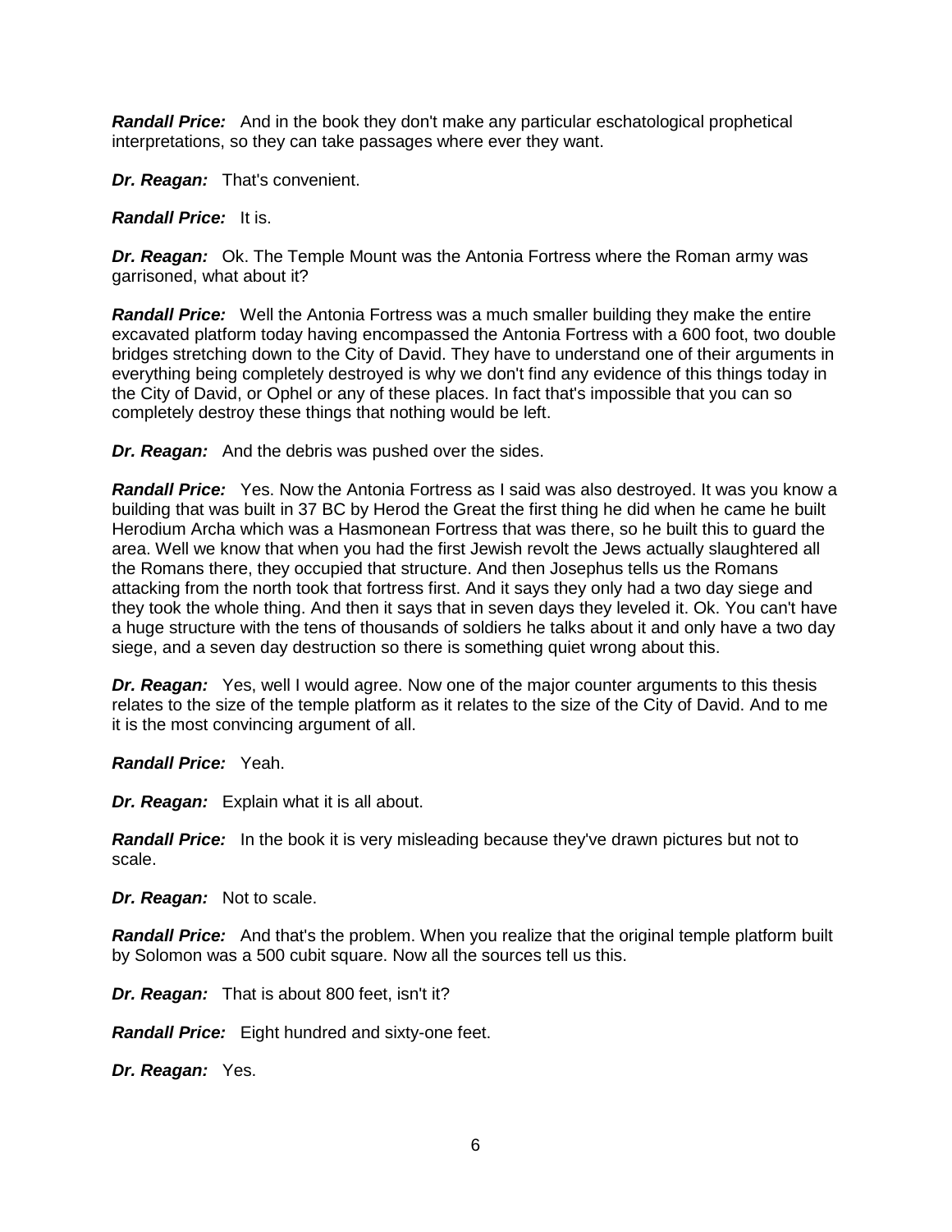***Randall Price:*** And in the book they don't make any particular eschatological prophetical interpretations, so they can take passages where ever they want.

***Dr. Reagan:*** That's convenient.

***Randall Price:*** It is.

***Dr. Reagan:*** Ok. The Temple Mount was the Antonia Fortress where the Roman army was garrisoned, what about it?

***Randall Price:*** Well the Antonia Fortress was a much smaller building they make the entire excavated platform today having encompassed the Antonia Fortress with a 600 foot, two double bridges stretching down to the City of David. They have to understand one of their arguments in everything being completely destroyed is why we don't find any evidence of this things today in the City of David, or Ophel or any of these places. In fact that's impossible that you can so completely destroy these things that nothing would be left.

***Dr. Reagan:*** And the debris was pushed over the sides.

***Randall Price:*** Yes. Now the Antonia Fortress as I said was also destroyed. It was you know a building that was built in 37 BC by Herod the Great the first thing he did when he came he built Herodium Archa which was a Hasmonean Fortress that was there, so he built this to guard the area. Well we know that when you had the first Jewish revolt the Jews actually slaughtered all the Romans there, they occupied that structure. And then Josephus tells us the Romans attacking from the north took that fortress first. And it says they only had a two day siege and they took the whole thing. And then it says that in seven days they leveled it. Ok. You can't have a huge structure with the tens of thousands of soldiers he talks about it and only have a two day siege, and a seven day destruction so there is something quiet wrong about this.

***Dr. Reagan:*** Yes, well I would agree. Now one of the major counter arguments to this thesis relates to the size of the temple platform as it relates to the size of the City of David. And to me it is the most convincing argument of all.

***Randall Price:*** Yeah.

***Dr. Reagan:*** Explain what it is all about.

***Randall Price:*** In the book it is very misleading because they've drawn pictures but not to scale.

***Dr. Reagan:*** Not to scale.

***Randall Price:*** And that's the problem. When you realize that the original temple platform built by Solomon was a 500 cubit square. Now all the sources tell us this.

***Dr. Reagan:*** That is about 800 feet, isn't it?

***Randall Price:*** Eight hundred and sixty-one feet.

***Dr. Reagan:*** Yes.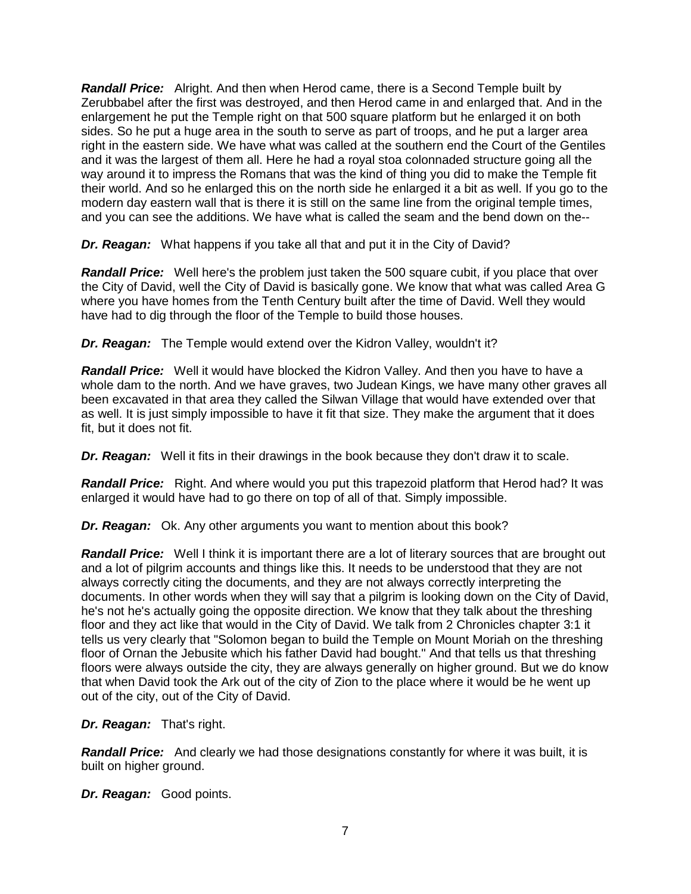***Randall Price:*** Alright. And then when Herod came, there is a Second Temple built by Zerubbabel after the first was destroyed, and then Herod came in and enlarged that. And in the enlargement he put the Temple right on that 500 square platform but he enlarged it on both sides. So he put a huge area in the south to serve as part of troops, and he put a larger area right in the eastern side. We have what was called at the southern end the Court of the Gentiles and it was the largest of them all. Here he had a royal stoa colonnaded structure going all the way around it to impress the Romans that was the kind of thing you did to make the Temple fit their world. And so he enlarged this on the north side he enlarged it a bit as well. If you go to the modern day eastern wall that is there it is still on the same line from the original temple times, and you can see the additions. We have what is called the seam and the bend down on the--

***Dr. Reagan:*** What happens if you take all that and put it in the City of David?

***Randall Price:*** Well here's the problem just taken the 500 square cubit, if you place that over the City of David, well the City of David is basically gone. We know that what was called Area G where you have homes from the Tenth Century built after the time of David. Well they would have had to dig through the floor of the Temple to build those houses.

***Dr. Reagan:*** The Temple would extend over the Kidron Valley, wouldn't it?

***Randall Price:*** Well it would have blocked the Kidron Valley. And then you have to have a whole dam to the north. And we have graves, two Judean Kings, we have many other graves all been excavated in that area they called the Silwan Village that would have extended over that as well. It is just simply impossible to have it fit that size. They make the argument that it does fit, but it does not fit.

***Dr. Reagan:*** Well it fits in their drawings in the book because they don't draw it to scale.

***Randall Price:*** Right. And where would you put this trapezoid platform that Herod had? It was enlarged it would have had to go there on top of all of that. Simply impossible.

***Dr. Reagan:*** Ok. Any other arguments you want to mention about this book?

***Randall Price:*** Well I think it is important there are a lot of literary sources that are brought out and a lot of pilgrim accounts and things like this. It needs to be understood that they are not always correctly citing the documents, and they are not always correctly interpreting the documents. In other words when they will say that a pilgrim is looking down on the City of David, he's not he's actually going the opposite direction. We know that they talk about the threshing floor and they act like that would in the City of David. We talk from 2 Chronicles chapter 3:1 it tells us very clearly that "Solomon began to build the Temple on Mount Moriah on the threshing floor of Ornan the Jebusite which his father David had bought." And that tells us that threshing floors were always outside the city, they are always generally on higher ground. But we do know that when David took the Ark out of the city of Zion to the place where it would be he went up out of the city, out of the City of David.

***Dr. Reagan:*** That's right.

***Randall Price:*** And clearly we had those designations constantly for where it was built, it is built on higher ground.

***Dr. Reagan:*** Good points.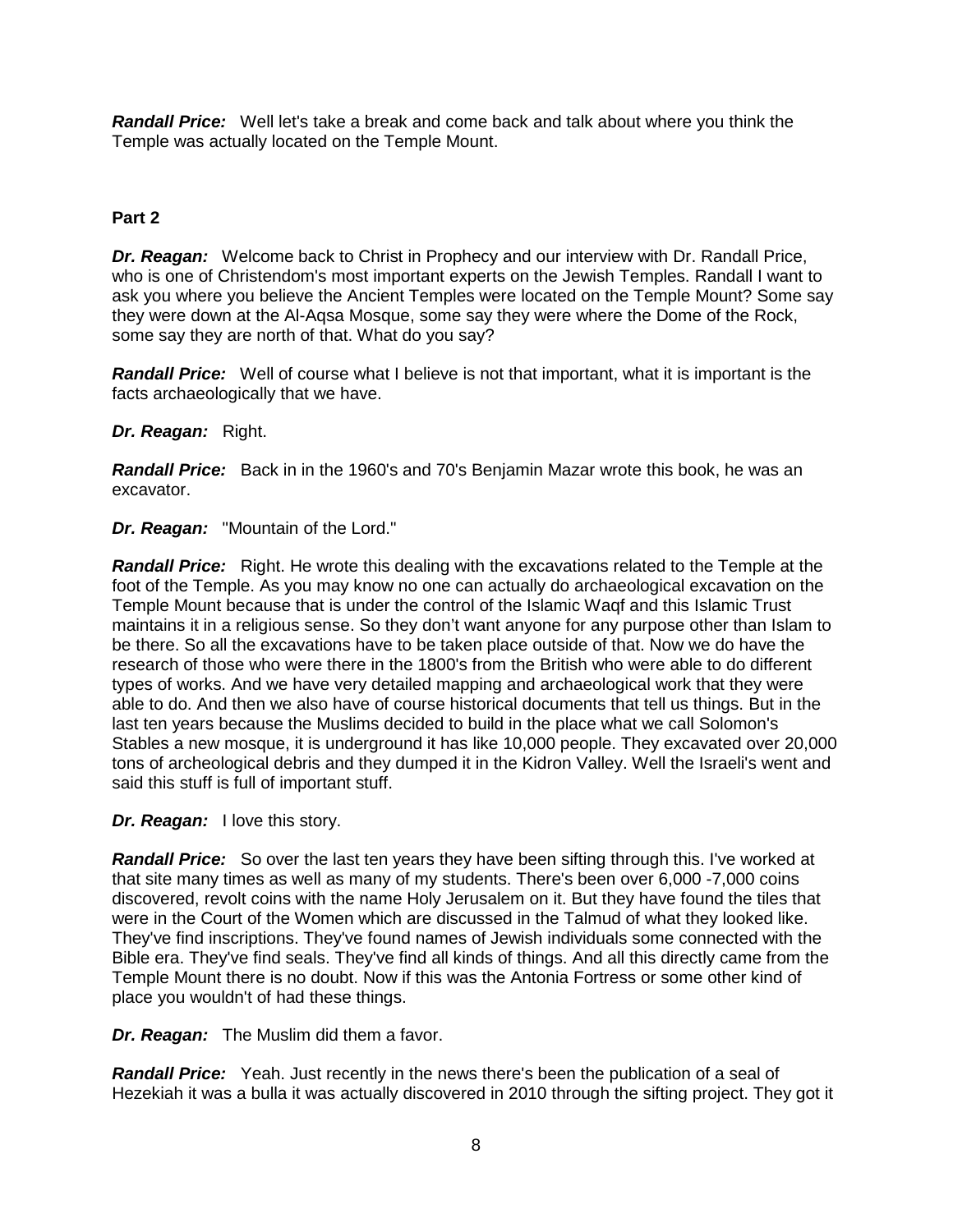***Randall Price:*** Well let's take a break and come back and talk about where you think the Temple was actually located on the Temple Mount.

**Part 2**

***Dr. Reagan:*** Welcome back to Christ in Prophecy and our interview with Dr. Randall Price, who is one of Christendom's most important experts on the Jewish Temples. Randall I want to ask you where you believe the Ancient Temples were located on the Temple Mount? Some say they were down at the Al-Aqsa Mosque, some say they were where the Dome of the Rock, some say they are north of that. What do you say?

***Randall Price:*** Well of course what I believe is not that important, what it is important is the facts archaeologically that we have.

***Dr. Reagan:*** Right.

***Randall Price:*** Back in in the 1960's and 70's Benjamin Mazar wrote this book, he was an excavator.

***Dr. Reagan:*** "Mountain of the Lord."

***Randall Price:*** Right. He wrote this dealing with the excavations related to the Temple at the foot of the Temple. As you may know no one can actually do archaeological excavation on the Temple Mount because that is under the control of the Islamic Waqf and this Islamic Trust maintains it in a religious sense. So they don't want anyone for any purpose other than Islam to be there. So all the excavations have to be taken place outside of that. Now we do have the research of those who were there in the 1800's from the British who were able to do different types of works. And we have very detailed mapping and archaeological work that they were able to do. And then we also have of course historical documents that tell us things. But in the last ten years because the Muslims decided to build in the place what we call Solomon's Stables a new mosque, it is underground it has like 10,000 people. They excavated over 20,000 tons of archeological debris and they dumped it in the Kidron Valley. Well the Israeli's went and said this stuff is full of important stuff.

***Dr. Reagan:*** I love this story.

***Randall Price:*** So over the last ten years they have been sifting through this. I've worked at that site many times as well as many of my students. There's been over 6,000 -7,000 coins discovered, revolt coins with the name Holy Jerusalem on it. But they have found the tiles that were in the Court of the Women which are discussed in the Talmud of what they looked like. They've find inscriptions. They've found names of Jewish individuals some connected with the Bible era. They've find seals. They've find all kinds of things. And all this directly came from the Temple Mount there is no doubt. Now if this was the Antonia Fortress or some other kind of place you wouldn't of had these things.

***Dr. Reagan:*** The Muslim did them a favor.

***Randall Price:*** Yeah. Just recently in the news there's been the publication of a seal of Hezekiah it was a bulla it was actually discovered in 2010 through the sifting project. They got it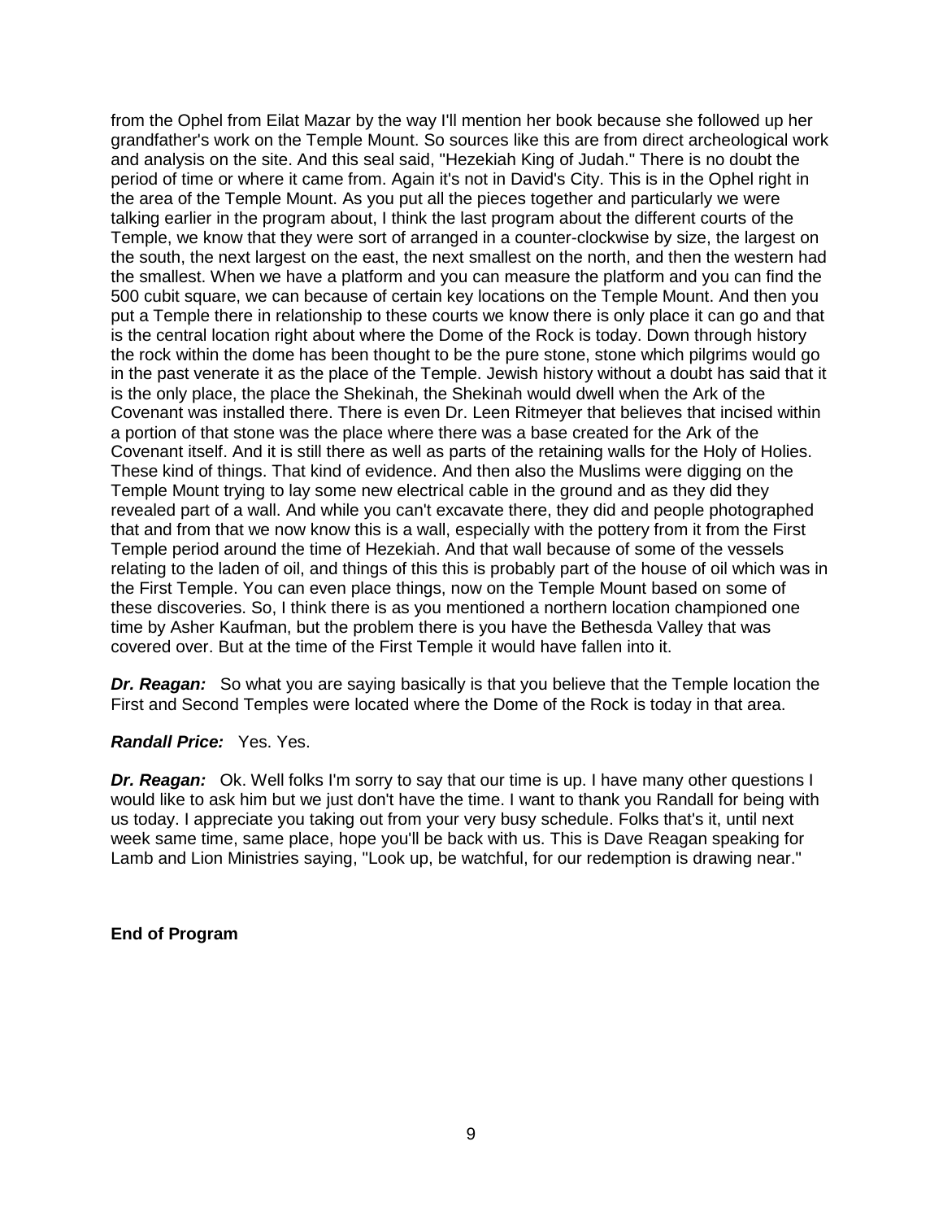from the Ophel from Eilat Mazar by the way I'll mention her book because she followed up her grandfather's work on the Temple Mount. So sources like this are from direct archeological work and analysis on the site. And this seal said, "Hezekiah King of Judah." There is no doubt the period of time or where it came from. Again it's not in David's City. This is in the Ophel right in the area of the Temple Mount. As you put all the pieces together and particularly we were talking earlier in the program about, I think the last program about the different courts of the Temple, we know that they were sort of arranged in a counter-clockwise by size, the largest on the south, the next largest on the east, the next smallest on the north, and then the western had the smallest. When we have a platform and you can measure the platform and you can find the 500 cubit square, we can because of certain key locations on the Temple Mount. And then you put a Temple there in relationship to these courts we know there is only place it can go and that is the central location right about where the Dome of the Rock is today. Down through history the rock within the dome has been thought to be the pure stone, stone which pilgrims would go in the past venerate it as the place of the Temple. Jewish history without a doubt has said that it is the only place, the place the Shekinah, the Shekinah would dwell when the Ark of the Covenant was installed there. There is even Dr. Leen Ritmeyer that believes that incised within a portion of that stone was the place where there was a base created for the Ark of the Covenant itself. And it is still there as well as parts of the retaining walls for the Holy of Holies. These kind of things. That kind of evidence. And then also the Muslims were digging on the Temple Mount trying to lay some new electrical cable in the ground and as they did they revealed part of a wall. And while you can't excavate there, they did and people photographed that and from that we now know this is a wall, especially with the pottery from it from the First Temple period around the time of Hezekiah. And that wall because of some of the vessels relating to the laden of oil, and things of this this is probably part of the house of oil which was in the First Temple. You can even place things, now on the Temple Mount based on some of these discoveries. So, I think there is as you mentioned a northern location championed one time by Asher Kaufman, but the problem there is you have the Bethesda Valley that was covered over. But at the time of the First Temple it would have fallen into it.

***Dr. Reagan:*** So what you are saying basically is that you believe that the Temple location the First and Second Temples were located where the Dome of the Rock is today in that area.

***Randall Price:*** Yes. Yes.

***Dr. Reagan:*** Ok. Well folks I'm sorry to say that our time is up. I have many other questions I would like to ask him but we just don't have the time. I want to thank you Randall for being with us today. I appreciate you taking out from your very busy schedule. Folks that's it, until next week same time, same place, hope you'll be back with us. This is Dave Reagan speaking for Lamb and Lion Ministries saying, "Look up, be watchful, for our redemption is drawing near."

**End of Program**